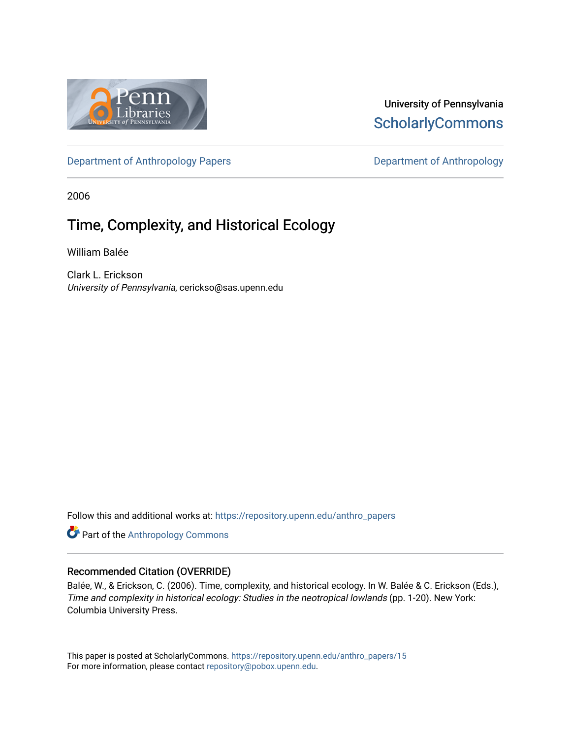University of Pennsylvania
ScholarlyCommons

Department of Anthropology Papers | Department of Anthropology

2006

# Time, Complexity, and Historical Ecology

William Balée

Clark L. Erickson
*University of Pennsylvania*, cerickso@sas.upenn.edu

Follow this and additional works at: https://repository.upenn.edu/anthro_papers

Part of the Anthropology Commons

### Recommended Citation (OVERRIDE)

Balée, W., & Erickson, C. (2006). Time, complexity, and historical ecology. In W. Balée & C. Erickson (Eds.), *Time and complexity in historical ecology: Studies in the neotropical lowlands* (pp. 1-20). New York: Columbia University Press.

This paper is posted at ScholarlyCommons. https://repository.upenn.edu/anthro_papers/15
For more information, please contact repository@pobox.upenn.edu.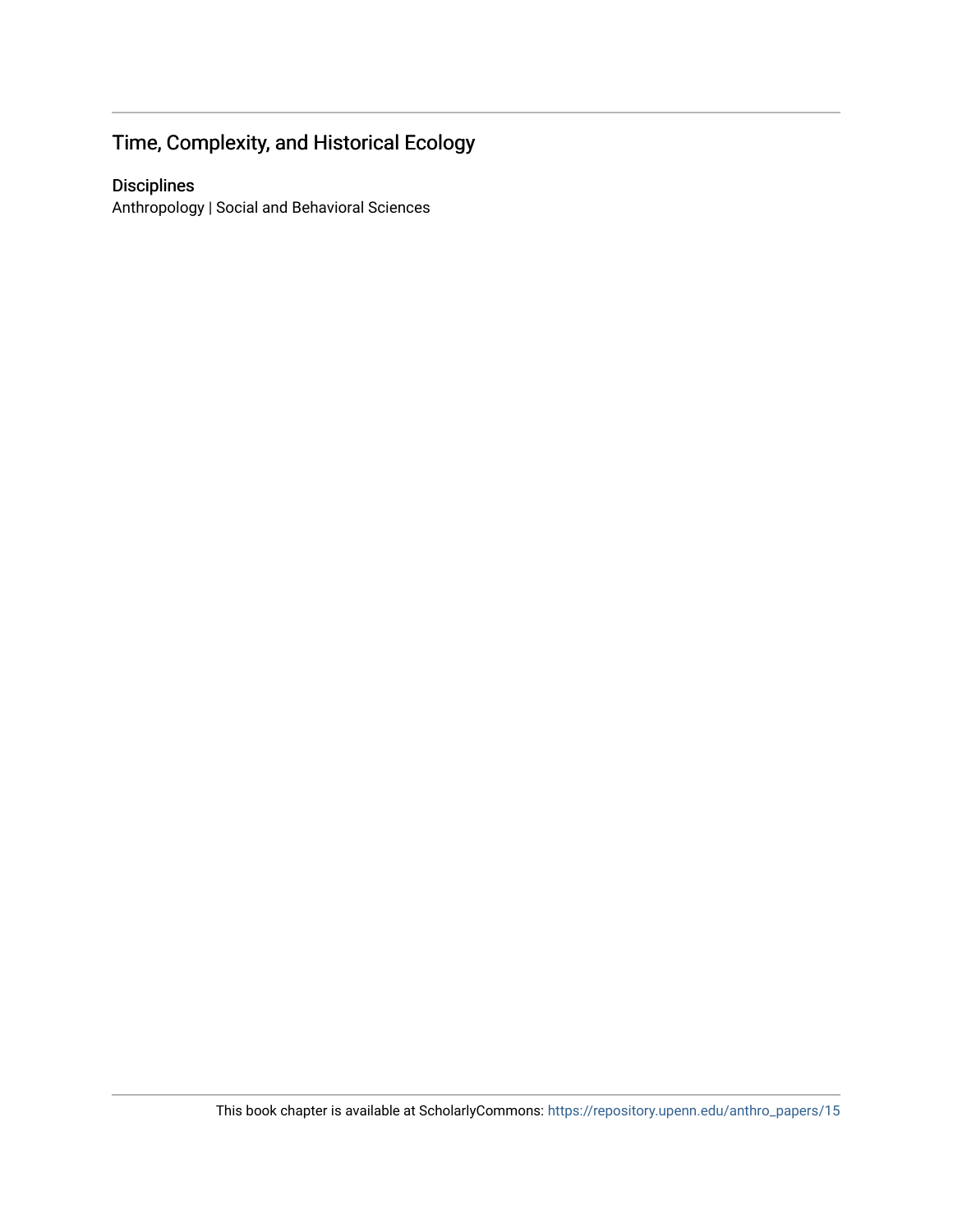# Time, Complexity, and Historical Ecology

## Disciplines

Anthropology | Social and Behavioral Sciences

This book chapter is available at ScholarlyCommons: https://repository.upenn.edu/anthro_papers/15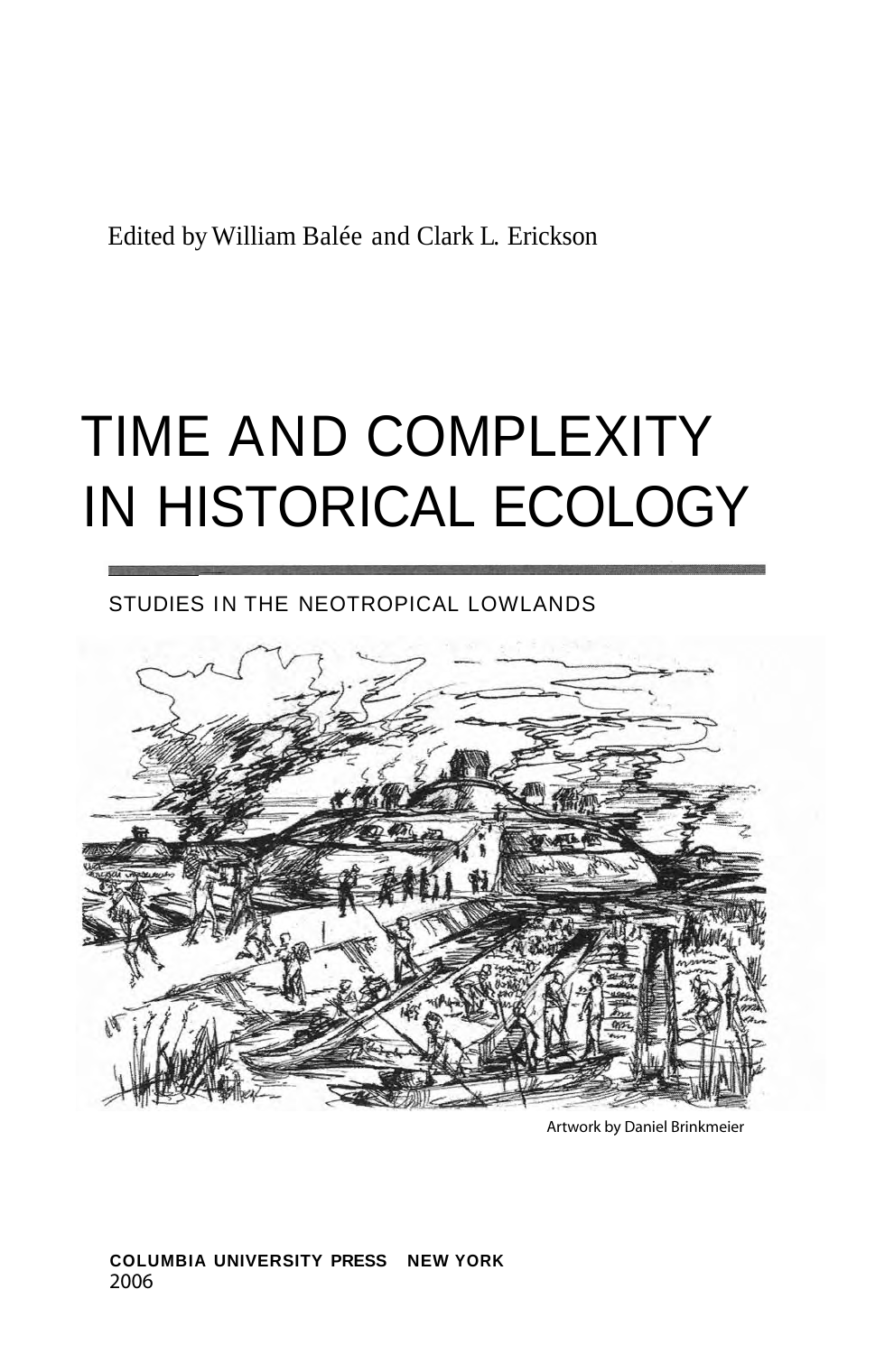Edited by William Balée and Clark L. Erickson

# TIME AND COMPLEXITY IN HISTORICAL ECOLOGY

STUDIES IN THE NEOTROPICAL LOWLANDS

Artwork by Daniel Brinkmeier

**COLUMBIA UNIVERSITY PRESS NEW YORK**
2006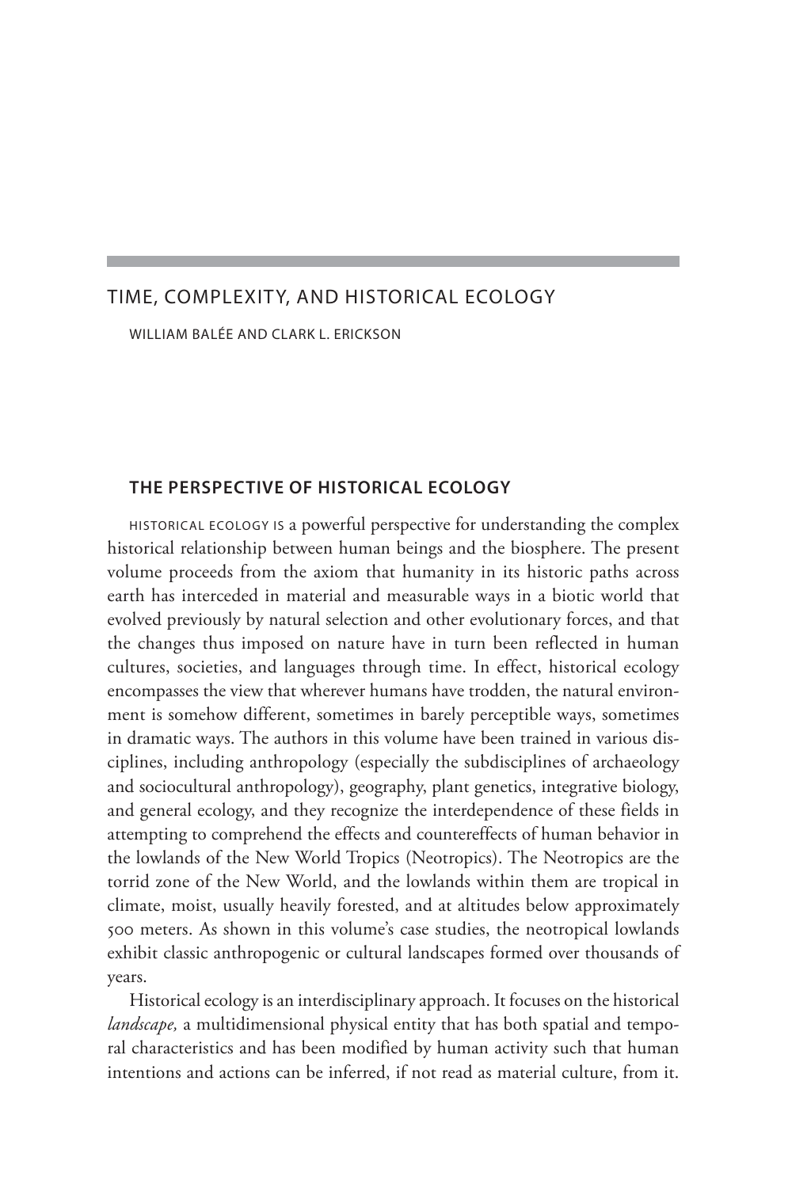# TIME, COMPLEXITY, AND HISTORICAL ECOLOGY

WILLIAM BALÉE AND CLARK L. ERICKSON

## THE PERSPECTIVE OF HISTORICAL ECOLOGY

HISTORICAL ECOLOGY IS a powerful perspective for understanding the complex historical relationship between human beings and the biosphere. The present volume proceeds from the axiom that humanity in its historic paths across earth has interceded in material and measurable ways in a biotic world that evolved previously by natural selection and other evolutionary forces, and that the changes thus imposed on nature have in turn been reflected in human cultures, societies, and languages through time. In effect, historical ecology encompasses the view that wherever humans have trodden, the natural environment is somehow different, sometimes in barely perceptible ways, sometimes in dramatic ways. The authors in this volume have been trained in various disciplines, including anthropology (especially the subdisciplines of archaeology and sociocultural anthropology), geography, plant genetics, integrative biology, and general ecology, and they recognize the interdependence of these fields in attempting to comprehend the effects and countereffects of human behavior in the lowlands of the New World Tropics (Neotropics). The Neotropics are the torrid zone of the New World, and the lowlands within them are tropical in climate, moist, usually heavily forested, and at altitudes below approximately 500 meters. As shown in this volume's case studies, the neotropical lowlands exhibit classic anthropogenic or cultural landscapes formed over thousands of years.

Historical ecology is an interdisciplinary approach. It focuses on the historical *landscape,* a multidimensional physical entity that has both spatial and temporal characteristics and has been modified by human activity such that human intentions and actions can be inferred, if not read as material culture, from it.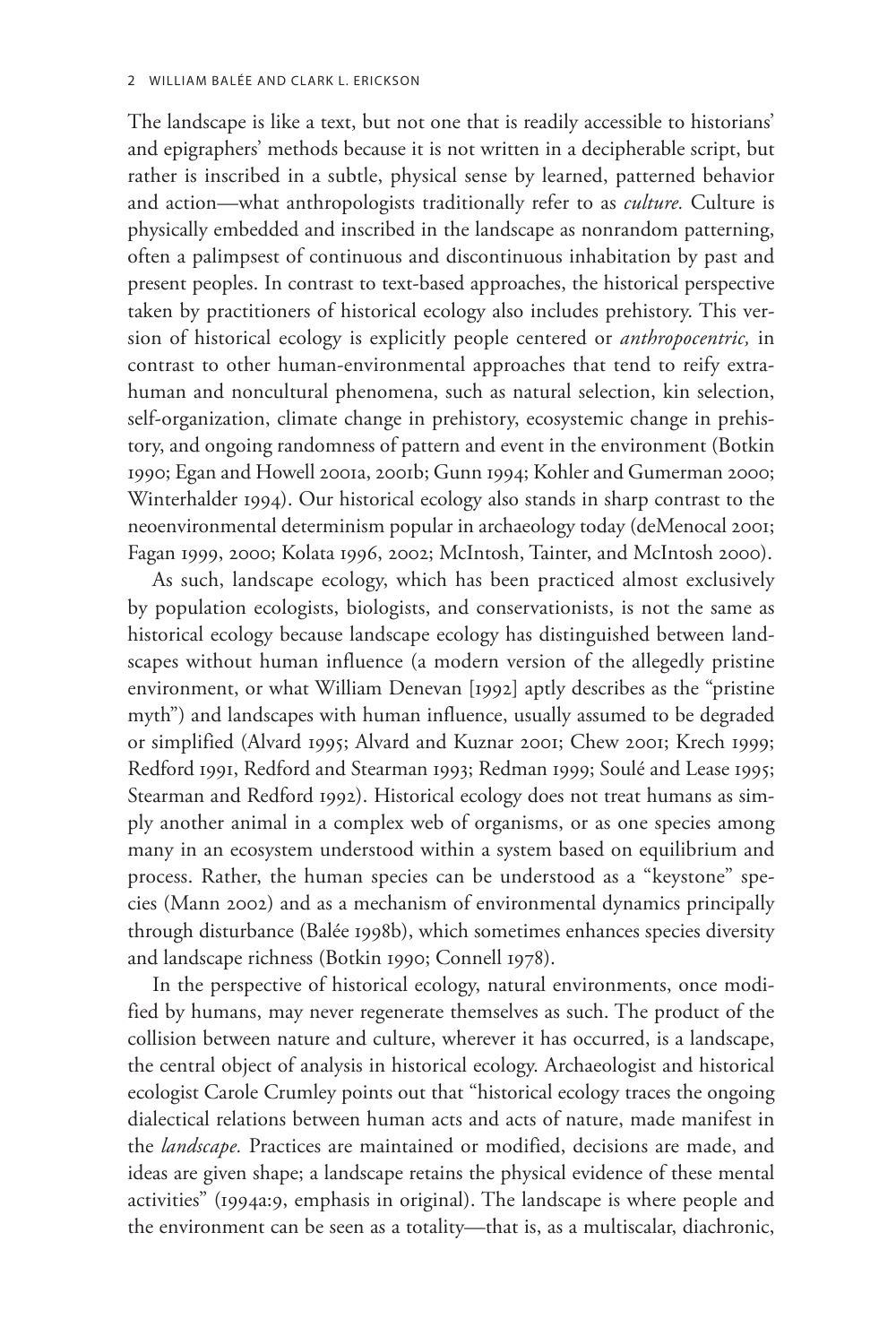The landscape is like a text, but not one that is readily accessible to historians' and epigraphers' methods because it is not written in a decipherable script, but rather is inscribed in a subtle, physical sense by learned, patterned behavior and action—what anthropologists traditionally refer to as *culture.* Culture is physically embedded and inscribed in the landscape as nonrandom patterning, often a palimpsest of continuous and discontinuous inhabitation by past and present peoples. In contrast to text-based approaches, the historical perspective taken by practitioners of historical ecology also includes prehistory. This version of historical ecology is explicitly people centered or *anthropocentric,* in contrast to other human-environmental approaches that tend to reify extra-human and noncultural phenomena, such as natural selection, kin selection, self-organization, climate change in prehistory, ecosystemic change in prehistory, and ongoing randomness of pattern and event in the environment (Botkin 1990; Egan and Howell 2001a, 2001b; Gunn 1994; Kohler and Gumerman 2000; Winterhalder 1994). Our historical ecology also stands in sharp contrast to the neoenvironmental determinism popular in archaeology today (deMenocal 2001; Fagan 1999, 2000; Kolata 1996, 2002; McIntosh, Tainter, and McIntosh 2000).

As such, landscape ecology, which has been practiced almost exclusively by population ecologists, biologists, and conservationists, is not the same as historical ecology because landscape ecology has distinguished between landscapes without human influence (a modern version of the allegedly pristine environment, or what William Denevan [1992] aptly describes as the "pristine myth") and landscapes with human influence, usually assumed to be degraded or simplified (Alvard 1995; Alvard and Kuznar 2001; Chew 2001; Krech 1999; Redford 1991, Redford and Stearman 1993; Redman 1999; Soulé and Lease 1995; Stearman and Redford 1992). Historical ecology does not treat humans as simply another animal in a complex web of organisms, or as one species among many in an ecosystem understood within a system based on equilibrium and process. Rather, the human species can be understood as a "keystone" species (Mann 2002) and as a mechanism of environmental dynamics principally through disturbance (Balée 1998b), which sometimes enhances species diversity and landscape richness (Botkin 1990; Connell 1978).

In the perspective of historical ecology, natural environments, once modified by humans, may never regenerate themselves as such. The product of the collision between nature and culture, wherever it has occurred, is a landscape, the central object of analysis in historical ecology. Archaeologist and historical ecologist Carole Crumley points out that "historical ecology traces the ongoing dialectical relations between human acts and acts of nature, made manifest in the *landscape.* Practices are maintained or modified, decisions are made, and ideas are given shape; a landscape retains the physical evidence of these mental activities" (1994a:9, emphasis in original). The landscape is where people and the environment can be seen as a totality—that is, as a multiscalar, diachronic,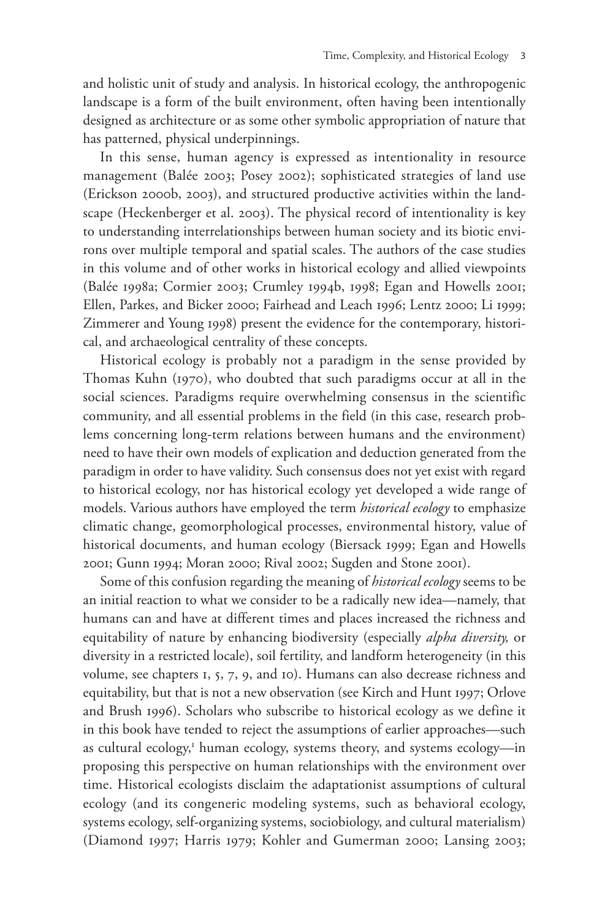and holistic unit of study and analysis. In historical ecology, the anthropogenic landscape is a form of the built environment, often having been intentionally designed as architecture or as some other symbolic appropriation of nature that has patterned, physical underpinnings.

In this sense, human agency is expressed as intentionality in resource management (Balée 2003; Posey 2002); sophisticated strategies of land use (Erickson 2000b, 2003), and structured productive activities within the landscape (Heckenberger et al. 2003). The physical record of intentionality is key to understanding interrelationships between human society and its biotic environs over multiple temporal and spatial scales. The authors of the case studies in this volume and of other works in historical ecology and allied viewpoints (Balée 1998a; Cormier 2003; Crumley 1994b, 1998; Egan and Howells 2001; Ellen, Parkes, and Bicker 2000; Fairhead and Leach 1996; Lentz 2000; Li 1999; Zimmerer and Young 1998) present the evidence for the contemporary, historical, and archaeological centrality of these concepts.

Historical ecology is probably not a paradigm in the sense provided by Thomas Kuhn (1970), who doubted that such paradigms occur at all in the social sciences. Paradigms require overwhelming consensus in the scientific community, and all essential problems in the field (in this case, research problems concerning long-term relations between humans and the environment) need to have their own models of explication and deduction generated from the paradigm in order to have validity. Such consensus does not yet exist with regard to historical ecology, nor has historical ecology yet developed a wide range of models. Various authors have employed the term *historical ecology* to emphasize climatic change, geomorphological processes, environmental history, value of historical documents, and human ecology (Biersack 1999; Egan and Howells 2001; Gunn 1994; Moran 2000; Rival 2002; Sugden and Stone 2001).

Some of this confusion regarding the meaning of *historical ecology* seems to be an initial reaction to what we consider to be a radically new idea—namely, that humans can and have at different times and places increased the richness and equitability of nature by enhancing biodiversity (especially *alpha diversity,* or diversity in a restricted locale), soil fertility, and landform heterogeneity (in this volume, see chapters 1, 5, 7, 9, and 10). Humans can also decrease richness and equitability, but that is not a new observation (see Kirch and Hunt 1997; Orlove and Brush 1996). Scholars who subscribe to historical ecology as we define it in this book have tended to reject the assumptions of earlier approaches—such as cultural ecology,[1] human ecology, systems theory, and systems ecology—in proposing this perspective on human relationships with the environment over time. Historical ecologists disclaim the adaptationist assumptions of cultural ecology (and its congeneric modeling systems, such as behavioral ecology, systems ecology, self-organizing systems, sociobiology, and cultural materialism) (Diamond 1997; Harris 1979; Kohler and Gumerman 2000; Lansing 2003;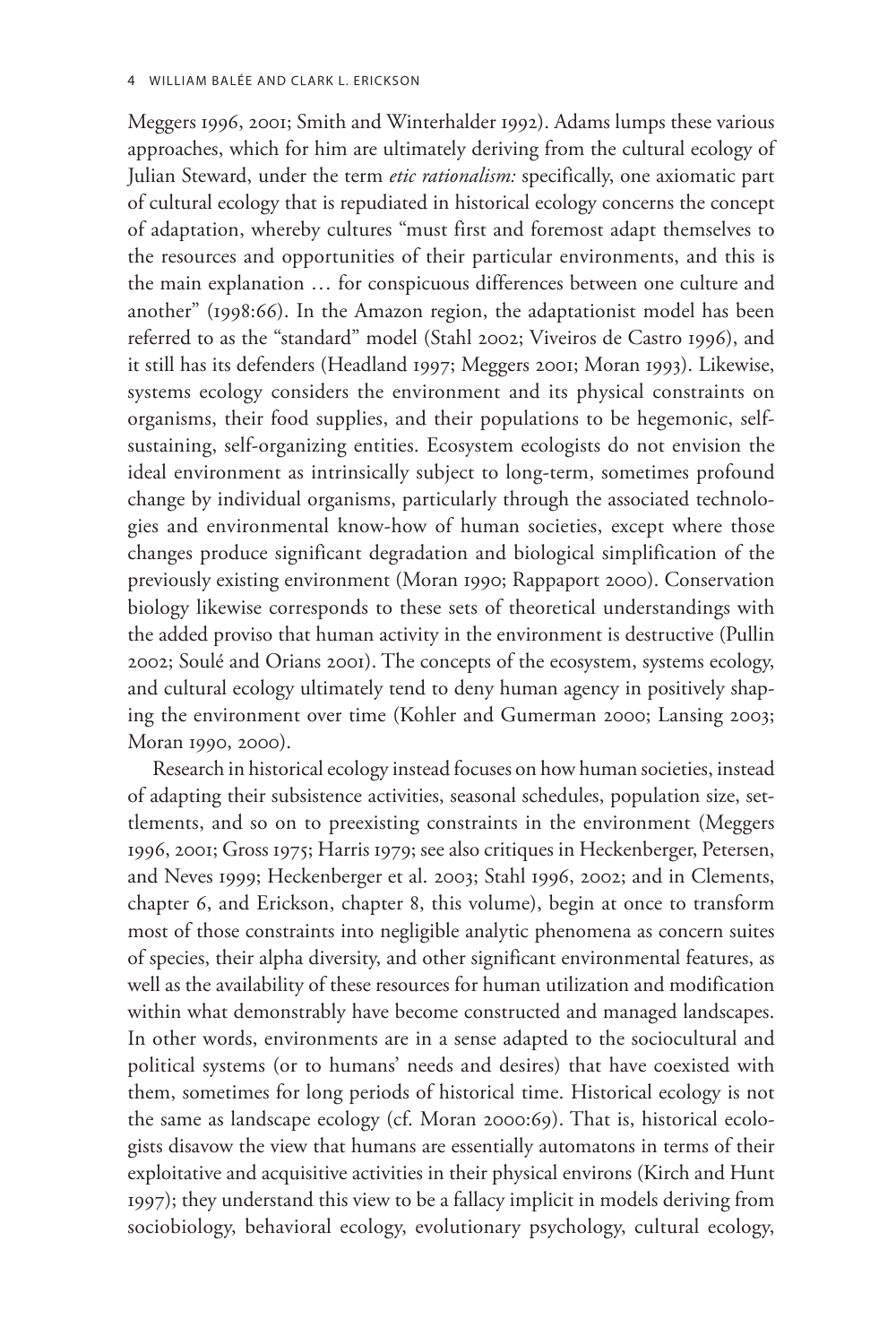Meggers 1996, 2001; Smith and Winterhalder 1992). Adams lumps these various approaches, which for him are ultimately deriving from the cultural ecology of Julian Steward, under the term *etic rationalism:* specifically, one axiomatic part of cultural ecology that is repudiated in historical ecology concerns the concept of adaptation, whereby cultures "must first and foremost adapt themselves to the resources and opportunities of their particular environments, and this is the main explanation … for conspicuous differences between one culture and another" (1998:66). In the Amazon region, the adaptationist model has been referred to as the "standard" model (Stahl 2002; Viveiros de Castro 1996), and it still has its defenders (Headland 1997; Meggers 2001; Moran 1993). Likewise, systems ecology considers the environment and its physical constraints on organisms, their food supplies, and their populations to be hegemonic, self-sustaining, self-organizing entities. Ecosystem ecologists do not envision the ideal environment as intrinsically subject to long-term, sometimes profound change by individual organisms, particularly through the associated technologies and environmental know-how of human societies, except where those changes produce significant degradation and biological simplification of the previously existing environment (Moran 1990; Rappaport 2000). Conservation biology likewise corresponds to these sets of theoretical understandings with the added proviso that human activity in the environment is destructive (Pullin 2002; Soulé and Orians 2001). The concepts of the ecosystem, systems ecology, and cultural ecology ultimately tend to deny human agency in positively shaping the environment over time (Kohler and Gumerman 2000; Lansing 2003; Moran 1990, 2000).

Research in historical ecology instead focuses on how human societies, instead of adapting their subsistence activities, seasonal schedules, population size, settlements, and so on to preexisting constraints in the environment (Meggers 1996, 2001; Gross 1975; Harris 1979; see also critiques in Heckenberger, Petersen, and Neves 1999; Heckenberger et al. 2003; Stahl 1996, 2002; and in Clements, chapter 6, and Erickson, chapter 8, this volume), begin at once to transform most of those constraints into negligible analytic phenomena as concern suites of species, their alpha diversity, and other significant environmental features, as well as the availability of these resources for human utilization and modification within what demonstrably have become constructed and managed landscapes. In other words, environments are in a sense adapted to the sociocultural and political systems (or to humans' needs and desires) that have coexisted with them, sometimes for long periods of historical time. Historical ecology is not the same as landscape ecology (cf. Moran 2000:69). That is, historical ecologists disavow the view that humans are essentially automatons in terms of their exploitative and acquisitive activities in their physical environs (Kirch and Hunt 1997); they understand this view to be a fallacy implicit in models deriving from sociobiology, behavioral ecology, evolutionary psychology, cultural ecology,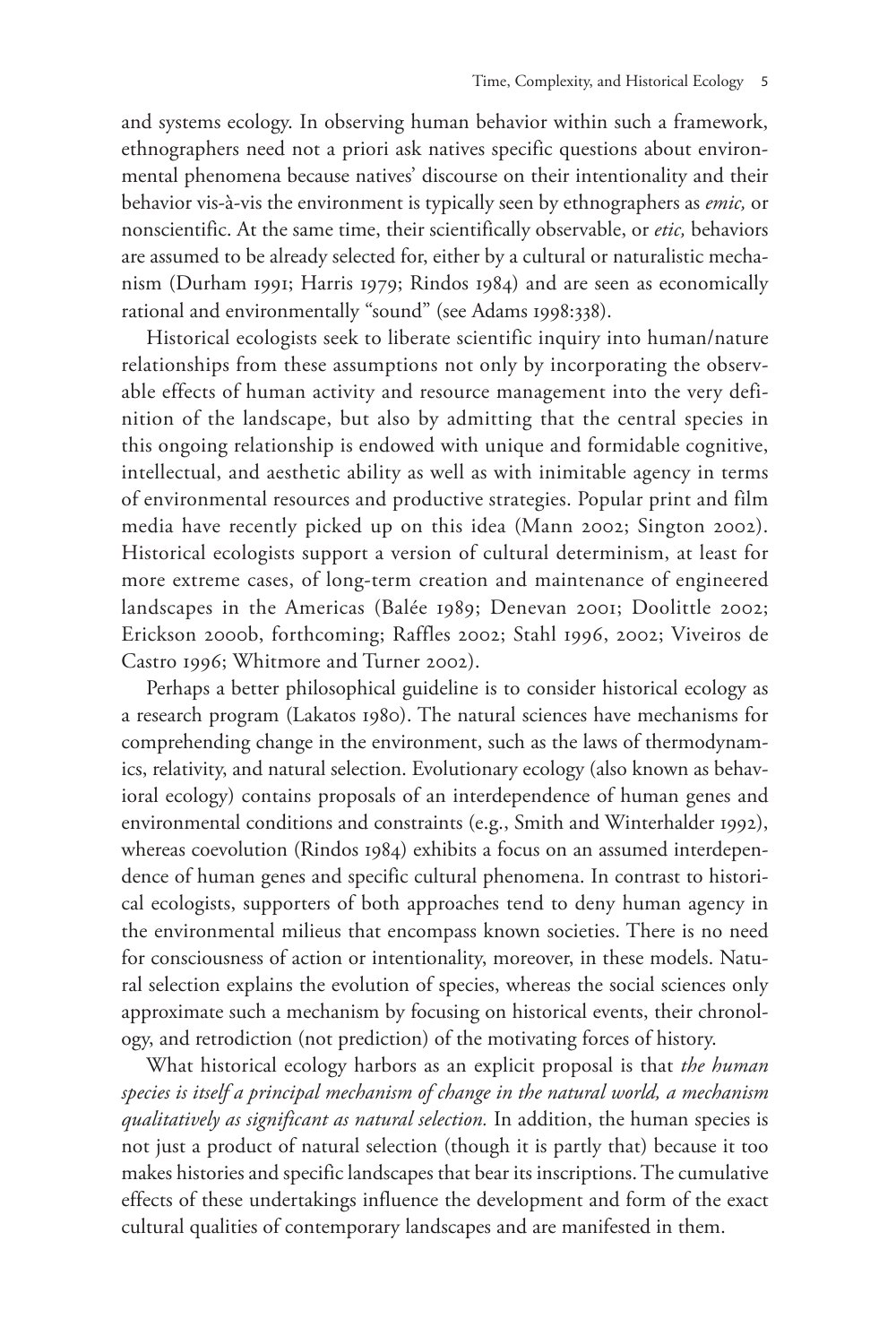and systems ecology. In observing human behavior within such a framework, ethnographers need not a priori ask natives specific questions about environmental phenomena because natives' discourse on their intentionality and their behavior vis-à-vis the environment is typically seen by ethnographers as *emic,* or nonscientific. At the same time, their scientifically observable, or *etic,* behaviors are assumed to be already selected for, either by a cultural or naturalistic mechanism (Durham 1991; Harris 1979; Rindos 1984) and are seen as economically rational and environmentally "sound" (see Adams 1998:338).

Historical ecologists seek to liberate scientific inquiry into human/nature relationships from these assumptions not only by incorporating the observable effects of human activity and resource management into the very definition of the landscape, but also by admitting that the central species in this ongoing relationship is endowed with unique and formidable cognitive, intellectual, and aesthetic ability as well as with inimitable agency in terms of environmental resources and productive strategies. Popular print and film media have recently picked up on this idea (Mann 2002; Sington 2002). Historical ecologists support a version of cultural determinism, at least for more extreme cases, of long-term creation and maintenance of engineered landscapes in the Americas (Balée 1989; Denevan 2001; Doolittle 2002; Erickson 2000b, forthcoming; Raffles 2002; Stahl 1996, 2002; Viveiros de Castro 1996; Whitmore and Turner 2002).

Perhaps a better philosophical guideline is to consider historical ecology as a research program (Lakatos 1980). The natural sciences have mechanisms for comprehending change in the environment, such as the laws of thermodynamics, relativity, and natural selection. Evolutionary ecology (also known as behavioral ecology) contains proposals of an interdependence of human genes and environmental conditions and constraints (e.g., Smith and Winterhalder 1992), whereas coevolution (Rindos 1984) exhibits a focus on an assumed interdependence of human genes and specific cultural phenomena. In contrast to historical ecologists, supporters of both approaches tend to deny human agency in the environmental milieus that encompass known societies. There is no need for consciousness of action or intentionality, moreover, in these models. Natural selection explains the evolution of species, whereas the social sciences only approximate such a mechanism by focusing on historical events, their chronology, and retrodiction (not prediction) of the motivating forces of history.

What historical ecology harbors as an explicit proposal is that *the human species is itself a principal mechanism of change in the natural world, a mechanism qualitatively as significant as natural selection.* In addition, the human species is not just a product of natural selection (though it is partly that) because it too makes histories and specific landscapes that bear its inscriptions. The cumulative effects of these undertakings influence the development and form of the exact cultural qualities of contemporary landscapes and are manifested in them.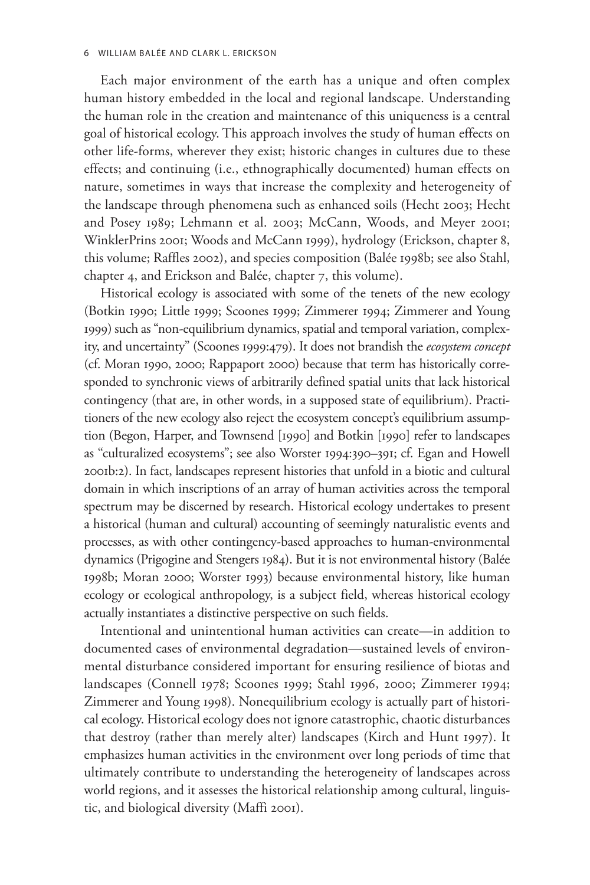Each major environment of the earth has a unique and often complex human history embedded in the local and regional landscape. Understanding the human role in the creation and maintenance of this uniqueness is a central goal of historical ecology. This approach involves the study of human effects on other life-forms, wherever they exist; historic changes in cultures due to these effects; and continuing (i.e., ethnographically documented) human effects on nature, sometimes in ways that increase the complexity and heterogeneity of the landscape through phenomena such as enhanced soils (Hecht 2003; Hecht and Posey 1989; Lehmann et al. 2003; McCann, Woods, and Meyer 2001; WinklerPrins 2001; Woods and McCann 1999), hydrology (Erickson, chapter 8, this volume; Raffles 2002), and species composition (Balée 1998b; see also Stahl, chapter 4, and Erickson and Balée, chapter 7, this volume).

Historical ecology is associated with some of the tenets of the new ecology (Botkin 1990; Little 1999; Scoones 1999; Zimmerer 1994; Zimmerer and Young 1999) such as "non-equilibrium dynamics, spatial and temporal variation, complexity, and uncertainty" (Scoones 1999:479). It does not brandish the *ecosystem concept* (cf. Moran 1990, 2000; Rappaport 2000) because that term has historically corresponded to synchronic views of arbitrarily defined spatial units that lack historical contingency (that are, in other words, in a supposed state of equilibrium). Practitioners of the new ecology also reject the ecosystem concept's equilibrium assumption (Begon, Harper, and Townsend [1990] and Botkin [1990] refer to landscapes as "culturalized ecosystems"; see also Worster 1994:390–391; cf. Egan and Howell 2001b:2). In fact, landscapes represent histories that unfold in a biotic and cultural domain in which inscriptions of an array of human activities across the temporal spectrum may be discerned by research. Historical ecology undertakes to present a historical (human and cultural) accounting of seemingly naturalistic events and processes, as with other contingency-based approaches to human-environmental dynamics (Prigogine and Stengers 1984). But it is not environmental history (Balée 1998b; Moran 2000; Worster 1993) because environmental history, like human ecology or ecological anthropology, is a subject field, whereas historical ecology actually instantiates a distinctive perspective on such fields.

Intentional and unintentional human activities can create—in addition to documented cases of environmental degradation—sustained levels of environmental disturbance considered important for ensuring resilience of biotas and landscapes (Connell 1978; Scoones 1999; Stahl 1996, 2000; Zimmerer 1994; Zimmerer and Young 1998). Nonequilibrium ecology is actually part of historical ecology. Historical ecology does not ignore catastrophic, chaotic disturbances that destroy (rather than merely alter) landscapes (Kirch and Hunt 1997). It emphasizes human activities in the environment over long periods of time that ultimately contribute to understanding the heterogeneity of landscapes across world regions, and it assesses the historical relationship among cultural, linguistic, and biological diversity (Maffi 2001).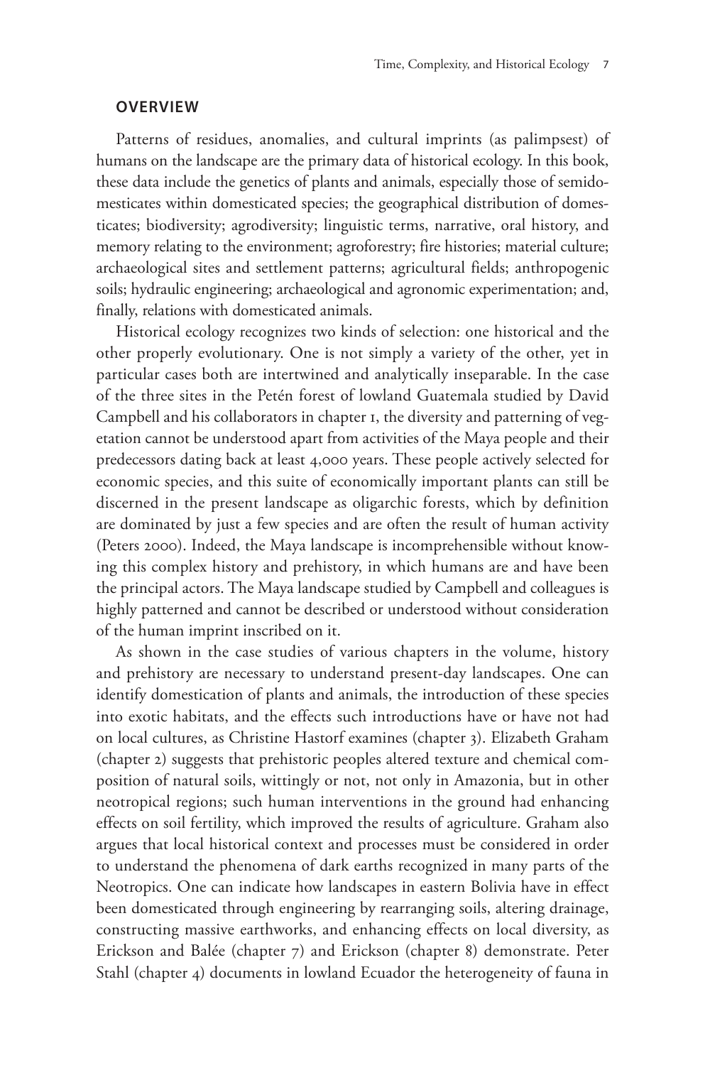## OVERVIEW

Patterns of residues, anomalies, and cultural imprints (as palimpsest) of humans on the landscape are the primary data of historical ecology. In this book, these data include the genetics of plants and animals, especially those of semidomesticates within domesticated species; the geographical distribution of domesticates; biodiversity; agrodiversity; linguistic terms, narrative, oral history, and memory relating to the environment; agroforestry; fire histories; material culture; archaeological sites and settlement patterns; agricultural fields; anthropogenic soils; hydraulic engineering; archaeological and agronomic experimentation; and, finally, relations with domesticated animals.

Historical ecology recognizes two kinds of selection: one historical and the other properly evolutionary. One is not simply a variety of the other, yet in particular cases both are intertwined and analytically inseparable. In the case of the three sites in the Petén forest of lowland Guatemala studied by David Campbell and his collaborators in chapter 1, the diversity and patterning of vegetation cannot be understood apart from activities of the Maya people and their predecessors dating back at least 4,000 years. These people actively selected for economic species, and this suite of economically important plants can still be discerned in the present landscape as oligarchic forests, which by definition are dominated by just a few species and are often the result of human activity (Peters 2000). Indeed, the Maya landscape is incomprehensible without knowing this complex history and prehistory, in which humans are and have been the principal actors. The Maya landscape studied by Campbell and colleagues is highly patterned and cannot be described or understood without consideration of the human imprint inscribed on it.

As shown in the case studies of various chapters in the volume, history and prehistory are necessary to understand present-day landscapes. One can identify domestication of plants and animals, the introduction of these species into exotic habitats, and the effects such introductions have or have not had on local cultures, as Christine Hastorf examines (chapter 3). Elizabeth Graham (chapter 2) suggests that prehistoric peoples altered texture and chemical composition of natural soils, wittingly or not, not only in Amazonia, but in other neotropical regions; such human interventions in the ground had enhancing effects on soil fertility, which improved the results of agriculture. Graham also argues that local historical context and processes must be considered in order to understand the phenomena of dark earths recognized in many parts of the Neotropics. One can indicate how landscapes in eastern Bolivia have in effect been domesticated through engineering by rearranging soils, altering drainage, constructing massive earthworks, and enhancing effects on local diversity, as Erickson and Balée (chapter 7) and Erickson (chapter 8) demonstrate. Peter Stahl (chapter 4) documents in lowland Ecuador the heterogeneity of fauna in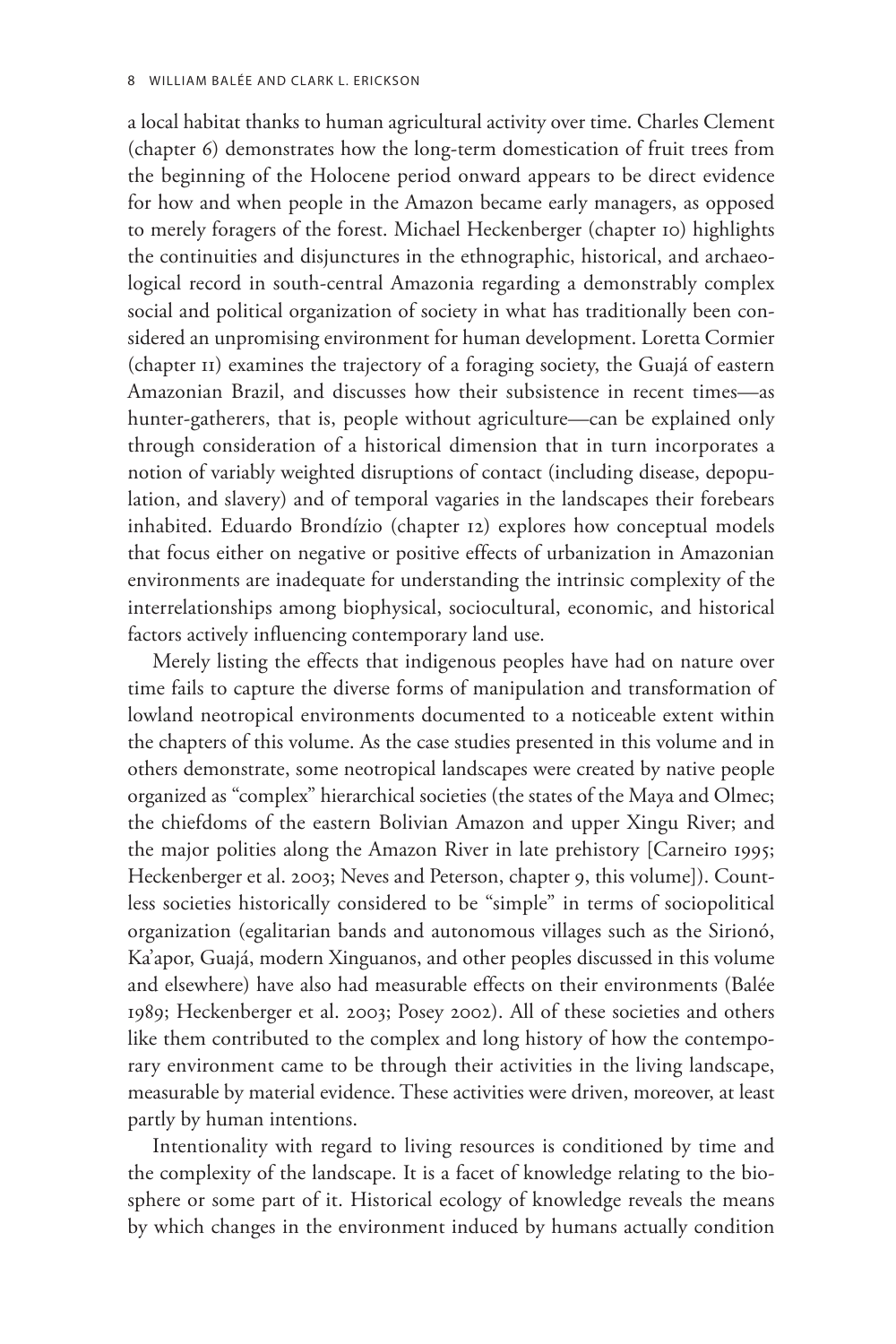a local habitat thanks to human agricultural activity over time. Charles Clement (chapter 6) demonstrates how the long-term domestication of fruit trees from the beginning of the Holocene period onward appears to be direct evidence for how and when people in the Amazon became early managers, as opposed to merely foragers of the forest. Michael Heckenberger (chapter 10) highlights the continuities and disjunctures in the ethnographic, historical, and archaeological record in south-central Amazonia regarding a demonstrably complex social and political organization of society in what has traditionally been considered an unpromising environment for human development. Loretta Cormier (chapter 11) examines the trajectory of a foraging society, the Guajá of eastern Amazonian Brazil, and discusses how their subsistence in recent times—as hunter-gatherers, that is, people without agriculture—can be explained only through consideration of a historical dimension that in turn incorporates a notion of variably weighted disruptions of contact (including disease, depopulation, and slavery) and of temporal vagaries in the landscapes their forebears inhabited. Eduardo Brondízio (chapter 12) explores how conceptual models that focus either on negative or positive effects of urbanization in Amazonian environments are inadequate for understanding the intrinsic complexity of the interrelationships among biophysical, sociocultural, economic, and historical factors actively influencing contemporary land use.

Merely listing the effects that indigenous peoples have had on nature over time fails to capture the diverse forms of manipulation and transformation of lowland neotropical environments documented to a noticeable extent within the chapters of this volume. As the case studies presented in this volume and in others demonstrate, some neotropical landscapes were created by native people organized as "complex" hierarchical societies (the states of the Maya and Olmec; the chiefdoms of the eastern Bolivian Amazon and upper Xingu River; and the major polities along the Amazon River in late prehistory [Carneiro 1995; Heckenberger et al. 2003; Neves and Peterson, chapter 9, this volume]). Countless societies historically considered to be "simple" in terms of sociopolitical organization (egalitarian bands and autonomous villages such as the Sirionó, Ka'apor, Guajá, modern Xinguanos, and other peoples discussed in this volume and elsewhere) have also had measurable effects on their environments (Balée 1989; Heckenberger et al. 2003; Posey 2002). All of these societies and others like them contributed to the complex and long history of how the contemporary environment came to be through their activities in the living landscape, measurable by material evidence. These activities were driven, moreover, at least partly by human intentions.

Intentionality with regard to living resources is conditioned by time and the complexity of the landscape. It is a facet of knowledge relating to the biosphere or some part of it. Historical ecology of knowledge reveals the means by which changes in the environment induced by humans actually condition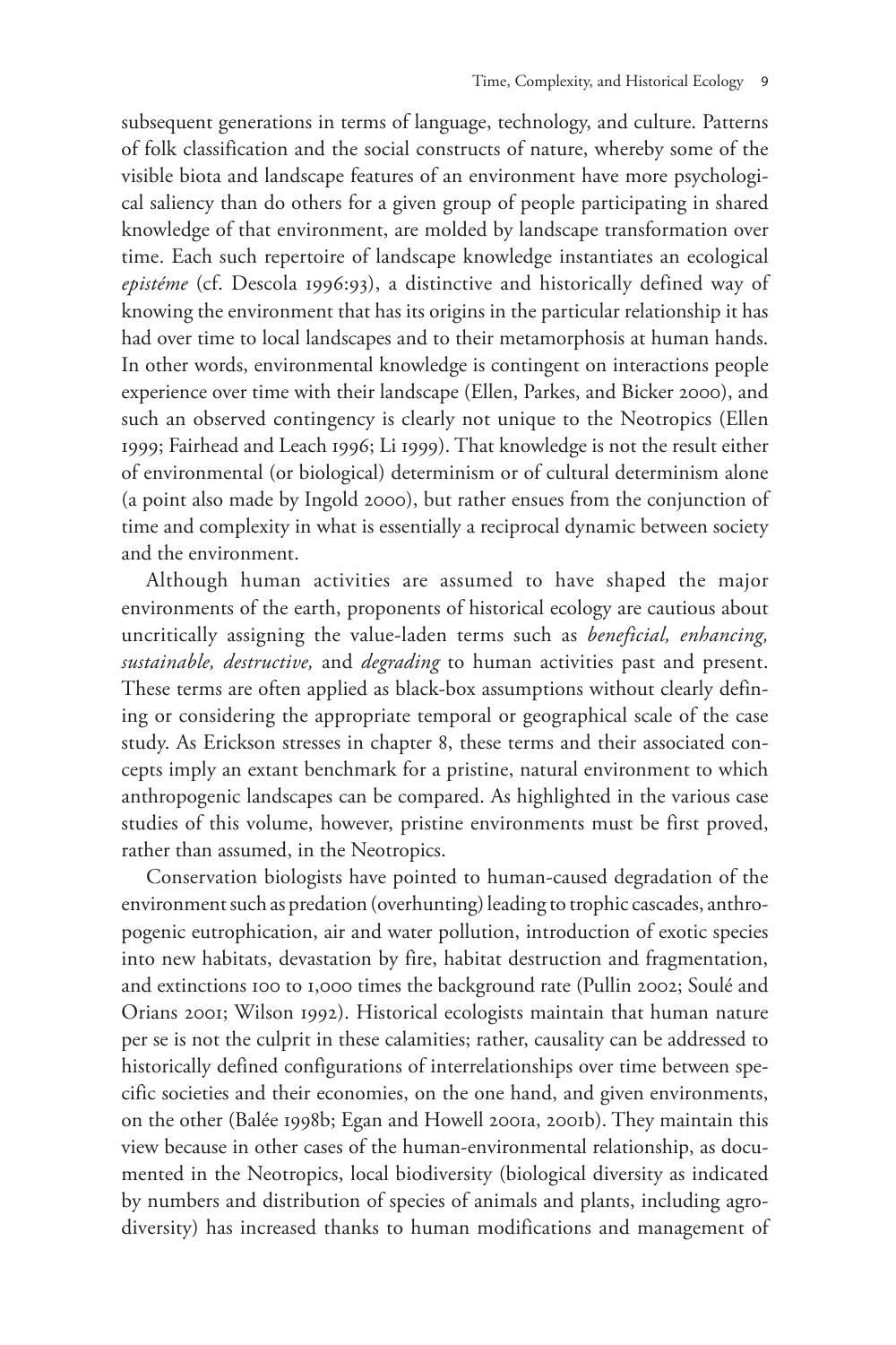subsequent generations in terms of language, technology, and culture. Patterns of folk classification and the social constructs of nature, whereby some of the visible biota and landscape features of an environment have more psychological saliency than do others for a given group of people participating in shared knowledge of that environment, are molded by landscape transformation over time. Each such repertoire of landscape knowledge instantiates an ecological *epistéme* (cf. Descola 1996:93), a distinctive and historically defined way of knowing the environment that has its origins in the particular relationship it has had over time to local landscapes and to their metamorphosis at human hands. In other words, environmental knowledge is contingent on interactions people experience over time with their landscape (Ellen, Parkes, and Bicker 2000), and such an observed contingency is clearly not unique to the Neotropics (Ellen 1999; Fairhead and Leach 1996; Li 1999). That knowledge is not the result either of environmental (or biological) determinism or of cultural determinism alone (a point also made by Ingold 2000), but rather ensues from the conjunction of time and complexity in what is essentially a reciprocal dynamic between society and the environment.

Although human activities are assumed to have shaped the major environments of the earth, proponents of historical ecology are cautious about uncritically assigning the value-laden terms such as *beneficial, enhancing, sustainable, destructive,* and *degrading* to human activities past and present. These terms are often applied as black-box assumptions without clearly defining or considering the appropriate temporal or geographical scale of the case study. As Erickson stresses in chapter 8, these terms and their associated concepts imply an extant benchmark for a pristine, natural environment to which anthropogenic landscapes can be compared. As highlighted in the various case studies of this volume, however, pristine environments must be first proved, rather than assumed, in the Neotropics.

Conservation biologists have pointed to human-caused degradation of the environment such as predation (overhunting) leading to trophic cascades, anthropogenic eutrophication, air and water pollution, introduction of exotic species into new habitats, devastation by fire, habitat destruction and fragmentation, and extinctions 100 to 1,000 times the background rate (Pullin 2002; Soulé and Orians 2001; Wilson 1992). Historical ecologists maintain that human nature per se is not the culprit in these calamities; rather, causality can be addressed to historically defined configurations of interrelationships over time between specific societies and their economies, on the one hand, and given environments, on the other (Balée 1998b; Egan and Howell 2001a, 2001b). They maintain this view because in other cases of the human-environmental relationship, as documented in the Neotropics, local biodiversity (biological diversity as indicated by numbers and distribution of species of animals and plants, including agrodiversity) has increased thanks to human modifications and management of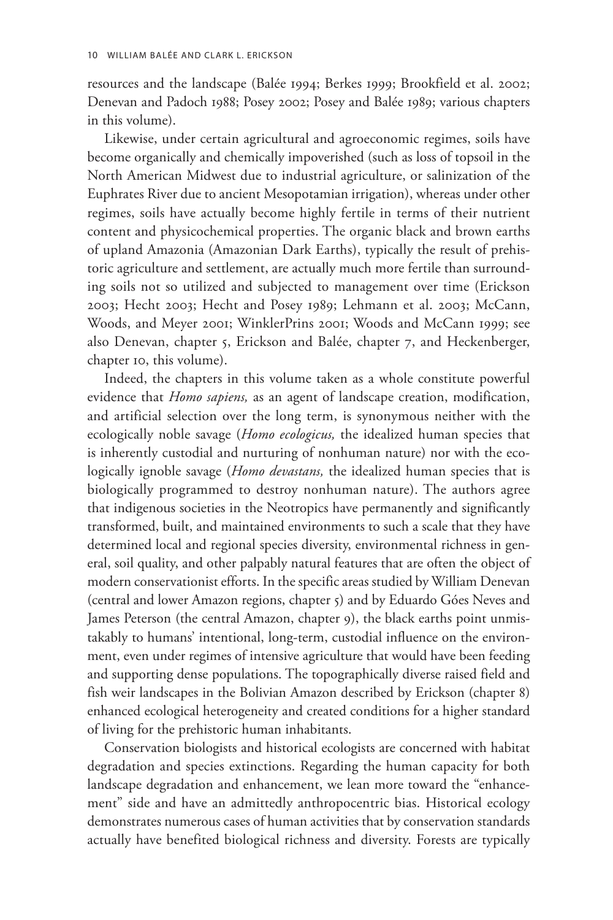resources and the landscape (Balée 1994; Berkes 1999; Brookfield et al. 2002; Denevan and Padoch 1988; Posey 2002; Posey and Balée 1989; various chapters in this volume).

Likewise, under certain agricultural and agroeconomic regimes, soils have become organically and chemically impoverished (such as loss of topsoil in the North American Midwest due to industrial agriculture, or salinization of the Euphrates River due to ancient Mesopotamian irrigation), whereas under other regimes, soils have actually become highly fertile in terms of their nutrient content and physicochemical properties. The organic black and brown earths of upland Amazonia (Amazonian Dark Earths), typically the result of prehistoric agriculture and settlement, are actually much more fertile than surrounding soils not so utilized and subjected to management over time (Erickson 2003; Hecht 2003; Hecht and Posey 1989; Lehmann et al. 2003; McCann, Woods, and Meyer 2001; WinklerPrins 2001; Woods and McCann 1999; see also Denevan, chapter 5, Erickson and Balée, chapter 7, and Heckenberger, chapter 10, this volume).

Indeed, the chapters in this volume taken as a whole constitute powerful evidence that *Homo sapiens,* as an agent of landscape creation, modification, and artificial selection over the long term, is synonymous neither with the ecologically noble savage (*Homo ecologicus,* the idealized human species that is inherently custodial and nurturing of nonhuman nature) nor with the ecologically ignoble savage (*Homo devastans,* the idealized human species that is biologically programmed to destroy nonhuman nature). The authors agree that indigenous societies in the Neotropics have permanently and significantly transformed, built, and maintained environments to such a scale that they have determined local and regional species diversity, environmental richness in general, soil quality, and other palpably natural features that are often the object of modern conservationist efforts. In the specific areas studied by William Denevan (central and lower Amazon regions, chapter 5) and by Eduardo Góes Neves and James Peterson (the central Amazon, chapter 9), the black earths point unmistakably to humans' intentional, long-term, custodial influence on the environment, even under regimes of intensive agriculture that would have been feeding and supporting dense populations. The topographically diverse raised field and fish weir landscapes in the Bolivian Amazon described by Erickson (chapter 8) enhanced ecological heterogeneity and created conditions for a higher standard of living for the prehistoric human inhabitants.

Conservation biologists and historical ecologists are concerned with habitat degradation and species extinctions. Regarding the human capacity for both landscape degradation and enhancement, we lean more toward the "enhancement" side and have an admittedly anthropocentric bias. Historical ecology demonstrates numerous cases of human activities that by conservation standards actually have benefited biological richness and diversity. Forests are typically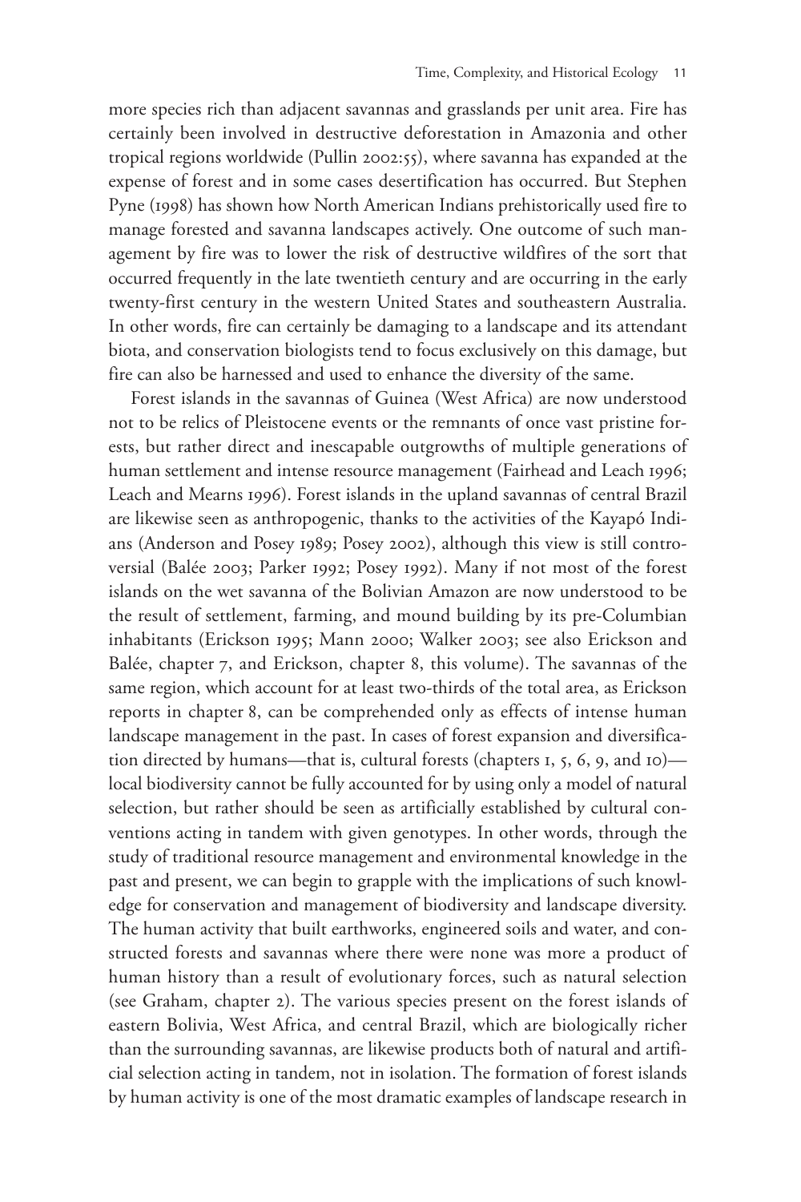more species rich than adjacent savannas and grasslands per unit area. Fire has certainly been involved in destructive deforestation in Amazonia and other tropical regions worldwide (Pullin 2002:55), where savanna has expanded at the expense of forest and in some cases desertification has occurred. But Stephen Pyne (1998) has shown how North American Indians prehistorically used fire to manage forested and savanna landscapes actively. One outcome of such management by fire was to lower the risk of destructive wildfires of the sort that occurred frequently in the late twentieth century and are occurring in the early twenty-first century in the western United States and southeastern Australia. In other words, fire can certainly be damaging to a landscape and its attendant biota, and conservation biologists tend to focus exclusively on this damage, but fire can also be harnessed and used to enhance the diversity of the same.

Forest islands in the savannas of Guinea (West Africa) are now understood not to be relics of Pleistocene events or the remnants of once vast pristine forests, but rather direct and inescapable outgrowths of multiple generations of human settlement and intense resource management (Fairhead and Leach 1996; Leach and Mearns 1996). Forest islands in the upland savannas of central Brazil are likewise seen as anthropogenic, thanks to the activities of the Kayapó Indians (Anderson and Posey 1989; Posey 2002), although this view is still controversial (Balée 2003; Parker 1992; Posey 1992). Many if not most of the forest islands on the wet savanna of the Bolivian Amazon are now understood to be the result of settlement, farming, and mound building by its pre-Columbian inhabitants (Erickson 1995; Mann 2000; Walker 2003; see also Erickson and Balée, chapter 7, and Erickson, chapter 8, this volume). The savannas of the same region, which account for at least two-thirds of the total area, as Erickson reports in chapter 8, can be comprehended only as effects of intense human landscape management in the past. In cases of forest expansion and diversification directed by humans—that is, cultural forests (chapters 1, 5, 6, 9, and 10)—local biodiversity cannot be fully accounted for by using only a model of natural selection, but rather should be seen as artificially established by cultural conventions acting in tandem with given genotypes. In other words, through the study of traditional resource management and environmental knowledge in the past and present, we can begin to grapple with the implications of such knowledge for conservation and management of biodiversity and landscape diversity. The human activity that built earthworks, engineered soils and water, and constructed forests and savannas where there were none was more a product of human history than a result of evolutionary forces, such as natural selection (see Graham, chapter 2). The various species present on the forest islands of eastern Bolivia, West Africa, and central Brazil, which are biologically richer than the surrounding savannas, are likewise products both of natural and artificial selection acting in tandem, not in isolation. The formation of forest islands by human activity is one of the most dramatic examples of landscape research in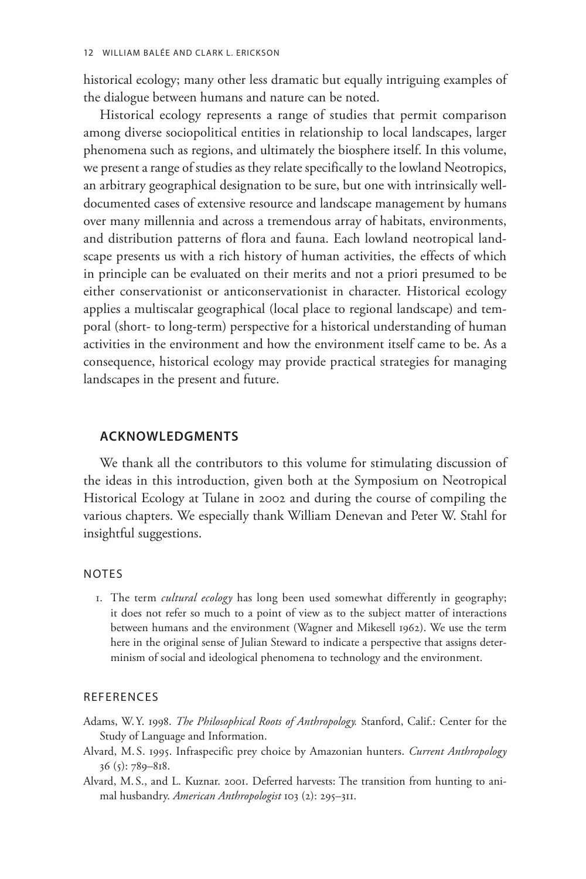historical ecology; many other less dramatic but equally intriguing examples of the dialogue between humans and nature can be noted.

Historical ecology represents a range of studies that permit comparison among diverse sociopolitical entities in relationship to local landscapes, larger phenomena such as regions, and ultimately the biosphere itself. In this volume, we present a range of studies as they relate specifically to the lowland Neotropics, an arbitrary geographical designation to be sure, but one with intrinsically well-documented cases of extensive resource and landscape management by humans over many millennia and across a tremendous array of habitats, environments, and distribution patterns of flora and fauna. Each lowland neotropical landscape presents us with a rich history of human activities, the effects of which in principle can be evaluated on their merits and not a priori presumed to be either conservationist or anticonservationist in character. Historical ecology applies a multiscalar geographical (local place to regional landscape) and temporal (short- to long-term) perspective for a historical understanding of human activities in the environment and how the environment itself came to be. As a consequence, historical ecology may provide practical strategies for managing landscapes in the present and future.

## ACKNOWLEDGMENTS

We thank all the contributors to this volume for stimulating discussion of the ideas in this introduction, given both at the Symposium on Neotropical Historical Ecology at Tulane in 2002 and during the course of compiling the various chapters. We especially thank William Denevan and Peter W. Stahl for insightful suggestions.

## NOTES

1. The term *cultural ecology* has long been used somewhat differently in geography; it does not refer so much to a point of view as to the subject matter of interactions between humans and the environment (Wagner and Mikesell 1962). We use the term here in the original sense of Julian Steward to indicate a perspective that assigns determinism of social and ideological phenomena to technology and the environment.

## REFERENCES

Adams, W. Y. 1998. *The Philosophical Roots of Anthropology.* Stanford, Calif.: Center for the Study of Language and Information.

Alvard, M. S. 1995. Infraspecific prey choice by Amazonian hunters. *Current Anthropology* 36 (5): 789–818.

Alvard, M. S., and L. Kuznar. 2001. Deferred harvests: The transition from hunting to animal husbandry. *American Anthropologist* 103 (2): 295–311.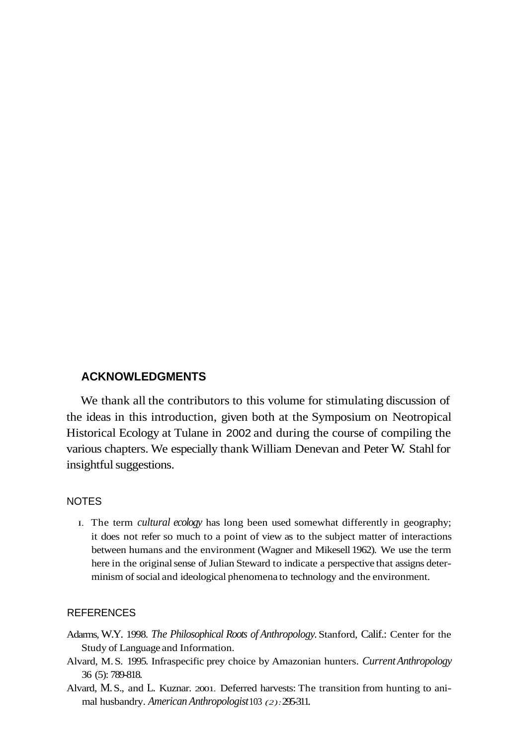## ACKNOWLEDGMENTS

We thank all the contributors to this volume for stimulating discussion of the ideas in this introduction, given both at the Symposium on Neotropical Historical Ecology at Tulane in 2002 and during the course of compiling the various chapters. We especially thank William Denevan and Peter W. Stahl for insightful suggestions.

### NOTES

1. The term *cultural ecology* has long been used somewhat differently in geography; it does not refer so much to a point of view as to the subject matter of interactions between humans and the environment (Wagner and Mikesell 1962). We use the term here in the original sense of Julian Steward to indicate a perspective that assigns determinism of social and ideological phenomena to technology and the environment.

### REFERENCES

Adarms, W.Y. 1998. *The Philosophical Roots of Anthropology.* Stanford, Calif.: Center for the Study of Language and Information.

Alvard, M. S. 1995. Infraspecific prey choice by Amazonian hunters. *Current Anthropology* 36 (5): 789-818.

Alvard, M. S., and L. Kuznar. 2001. Deferred harvests: The transition from hunting to animal husbandry. *American Anthropologist* 103 (2): 295-311.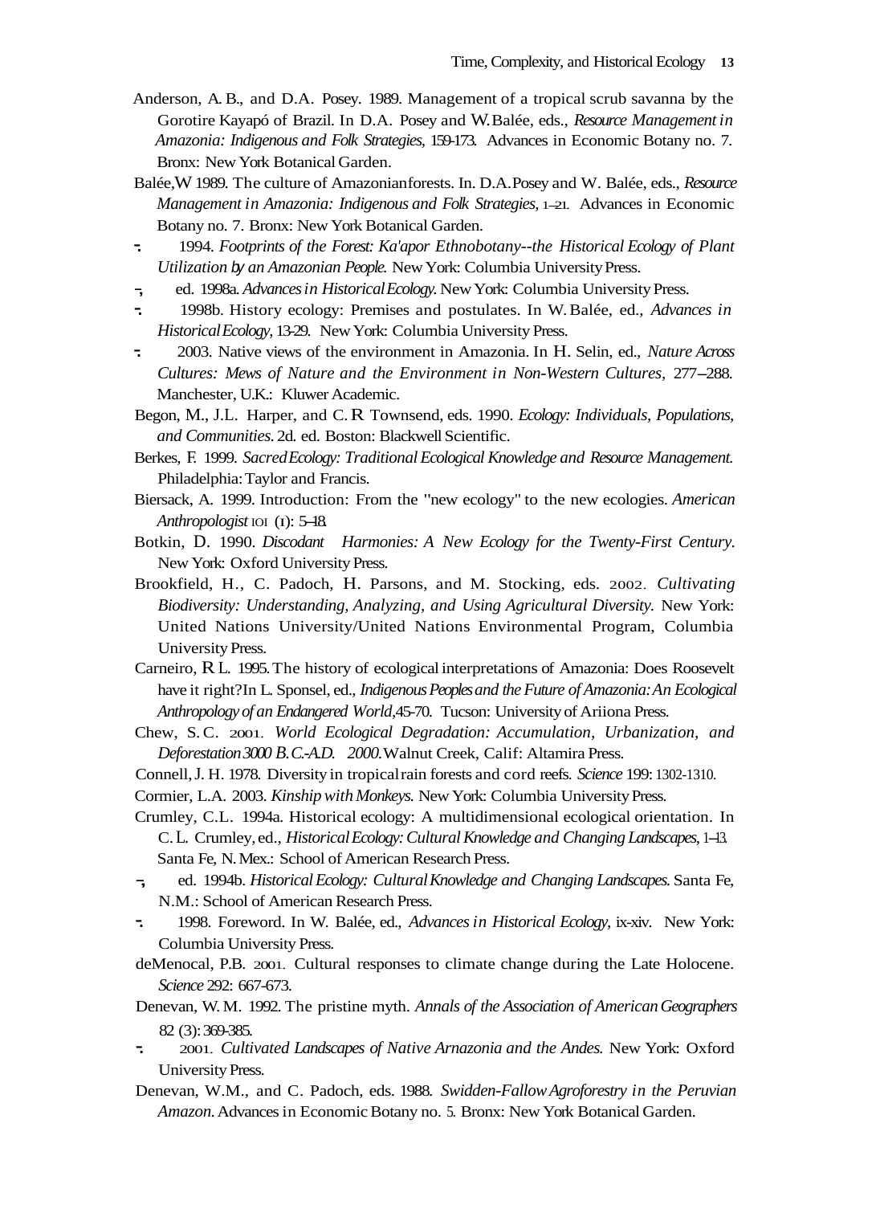Anderson, A. B., and D.A. Posey. 1989. Management of a tropical scrub savanna by the Gorotire Kayapó of Brazil. In D.A. Posey and W. Balée, eds., *Resource Management in Amazonia: Indigenous and Folk Strategies*, 159-173. Advances in Economic Botany no. 7. Bronx: New York Botanical Garden.

Balée, W 1989. The culture of Amazonianforests. In. D.A. Posey and W. Balée, eds., *Resource Management in Amazonia: Indigenous and Folk Strategies*, 1–21. Advances in Economic Botany no. 7. Bronx: New York Botanical Garden.

-. 1994. *Footprints of the Forest: Ka'apor Ethnobotany--the Historical Ecology of Plant Utilization by an Amazonian People.* New York: Columbia University Press.

-, ed. 1998a. *Advances in Historical Ecology.* New York: Columbia University Press.

-. 1998b. History ecology: Premises and postulates. In W. Balée, ed., *Advances in Historical Ecology*, 13-29. New York: Columbia University Press.

-. 2003. Native views of the environment in Amazonia. In H. Selin, ed., *Nature Across Cultures: Mews of Nature and the Environment in Non-Western Cultures*, 277–288. Manchester, U.K.: Kluwer Academic.

Begon, M., J.L. Harper, and C. R Townsend, eds. 1990. *Ecology: Individuals, Populations, and Communities*. 2d. ed. Boston: Blackwell Scientific.

Berkes, F. 1999. *Sacred Ecology: Traditional Ecological Knowledge and Resource Management.* Philadelphia: Taylor and Francis.

Biersack, A. 1999. Introduction: From the "new ecology" to the new ecologies. *American Anthropologist* IOI (1): 5–18.

Botkin, D. 1990. *Discodant Harmonies: A New Ecology for the Twenty-First Century.* New York: Oxford University Press.

Brookfield, H., C. Padoch, H. Parsons, and M. Stocking, eds. 2002. *Cultivating Biodiversity: Understanding, Analyzing, and Using Agricultural Diversity.* New York: United Nations University/United Nations Environmental Program, Columbia University Press.

Carneiro, R L. 1995. The history of ecological interpretations of Amazonia: Does Roosevelt have it right? In L. Sponsel, ed., *Indigenous Peoples and the Future of Amazonia: An Ecological Anthropology of an Endangered World*, 45-70. Tucson: University of Ariiona Press.

Chew, S. C. 2001. *World Ecological Degradation: Accumulation, Urbanization, and Deforestation 3000 B.C.-A.D. 2000.* Walnut Creek, Calif: Altamira Press.

Connell, J. H. 1978. Diversity in tropical rain forests and cord reefs. *Science* 199: 1302-1310.

Cormier, L.A. 2003. *Kinship with Monkeys.* New York: Columbia University Press.

Crumley, C.L. 1994a. Historical ecology: A multidimensional ecological orientation. In C. L. Crumley, ed., *Historical Ecology: Cultural Knowledge and Changing Landscapes*, 1–13. Santa Fe, N. Mex.: School of American Research Press.

-, ed. 1994b. *Historical Ecology: Cultural Knowledge and Changing Landscapes.* Santa Fe, N.M.: School of American Research Press.

-. 1998. Foreword. In W. Balée, ed., *Advances in Historical Ecology*, ix-xiv. New York: Columbia University Press.

deMenocal, P.B. 2001. Cultural responses to climate change during the Late Holocene. *Science* 292: 667-673.

Denevan, W. M. 1992. The pristine myth. *Annals of the Association of American Geographers* 82 (3): 369-385.

-. 2001. *Cultivated Landscapes of Native Arnazonia and the Andes.* New York: Oxford University Press.

Denevan, W.M., and C. Padoch, eds. 1988. *Swidden-Fallow Agroforestry in the Peruvian Amazon.* Advances in Economic Botany no. 5. Bronx: New York Botanical Garden.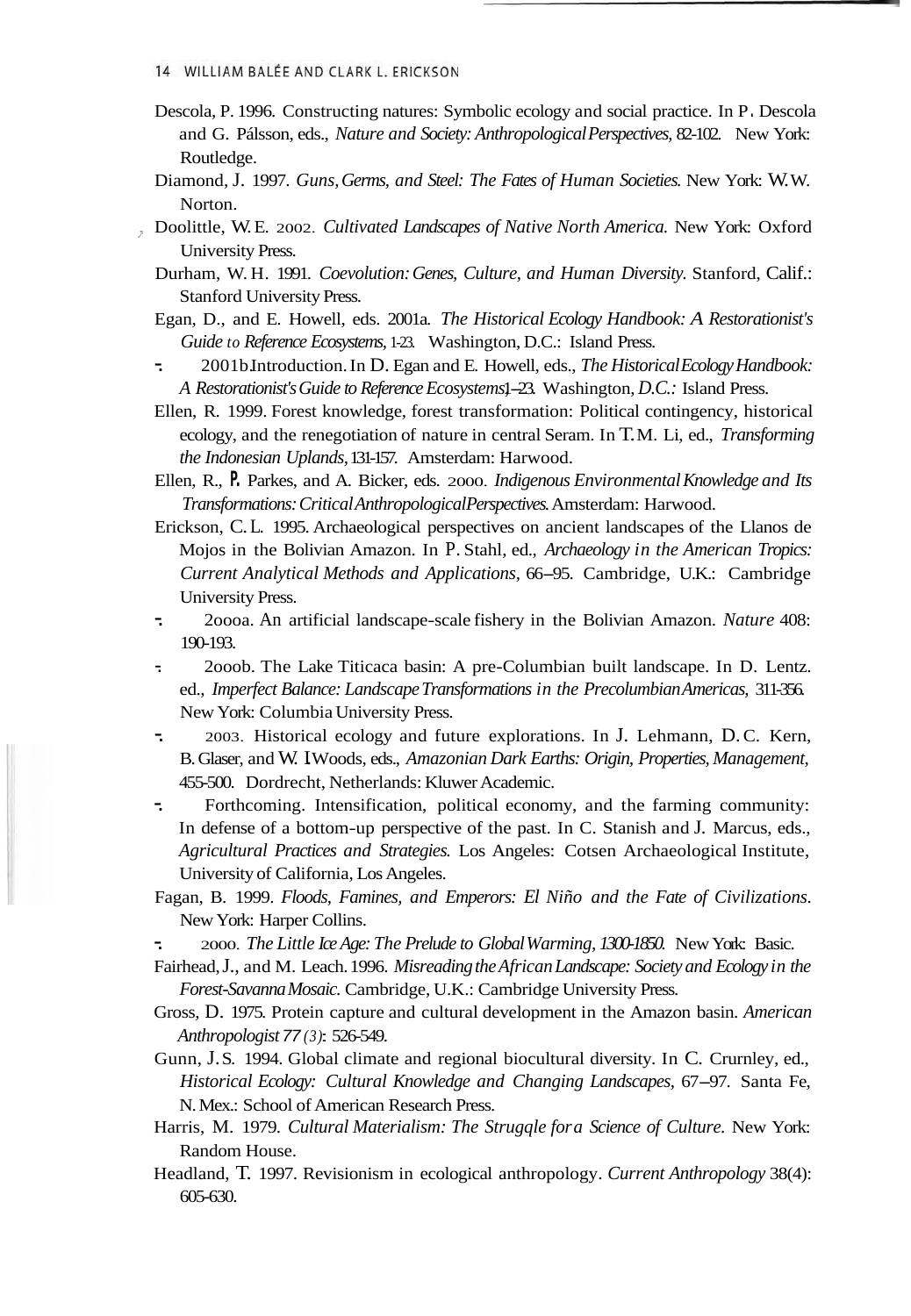Descola, P. 1996. Constructing natures: Symbolic ecology and social practice. In P. Descola and G. Pálsson, eds., *Nature and Society: Anthropological Perspectives*, 82-102. New York: Routledge.

Diamond, J. 1997. *Guns, Germs, and Steel: The Fates of Human Societies*. New York: W.W. Norton.

Doolittle, W.E. 2002. *Cultivated Landscapes of Native North America*. New York: Oxford University Press.

Durham, W.H. 1991. *Coevolution: Genes, Culture, and Human Diversity*. Stanford, Calif.: Stanford University Press.

Egan, D., and E. Howell, eds. 2001a. *The Historical Ecology Handbook: A Restorationist's Guide to Reference Ecosystems*, 1-23. Washington, D.C.: Island Press.

-. 2001b. Introduction. In D. Egan and E. Howell, eds., *The Historical Ecology Handbook: A Restorationist's Guide to Reference Ecosystems*, 1–23. Washington, D.C.: Island Press.

Ellen, R. 1999. Forest knowledge, forest transformation: Political contingency, historical ecology, and the renegotiation of nature in central Seram. In T.M. Li, ed., *Transforming the Indonesian Uplands*, 131-157. Amsterdam: Harwood.

Ellen, R., P. Parkes, and A. Bicker, eds. 2000. *Indigenous Environmental Knowledge and Its Transformations: Critical Anthropological Perspectives*. Amsterdam: Harwood.

Erickson, C.L. 1995. Archaeological perspectives on ancient landscapes of the Llanos de Mojos in the Bolivian Amazon. In P. Stahl, ed., *Archaeology in the American Tropics: Current Analytical Methods and Applications*, 66–95. Cambridge, U.K.: Cambridge University Press.

-. 2000a. An artificial landscape-scale fishery in the Bolivian Amazon. *Nature* 408: 190-193.

-. 2000b. The Lake Titicaca basin: A pre-Columbian built landscape. In D. Lentz. ed., *Imperfect Balance: Landscape Transformations in the Precolumbian Americas*, 311-356. New York: Columbia University Press.

-. 2003. Historical ecology and future explorations. In J. Lehmann, D.C. Kern, B. Glaser, and W. I Woods, eds., *Amazonian Dark Earths: Origin, Properties, Management*, 455-500. Dordrecht, Netherlands: Kluwer Academic.

-. Forthcoming. Intensification, political economy, and the farming community: In defense of a bottom-up perspective of the past. In C. Stanish and J. Marcus, eds., *Agricultural Practices and Strategies*. Los Angeles: Cotsen Archaeological Institute, University of California, Los Angeles.

Fagan, B. 1999. *Floods, Famines, and Emperors: El Niño and the Fate of Civilizations*. New York: Harper Collins.

-. 2000. *The Little Ice Age: The Prelude to Global Warming, 1300-1850*. New York: Basic.

Fairhead, J., and M. Leach. 1996. *Misreading the African Landscape: Society and Ecology in the Forest-Savanna Mosaic*. Cambridge, U.K.: Cambridge University Press.

Gross, D. 1975. Protein capture and cultural development in the Amazon basin. *American Anthropologist 77 (3)*: 526-549.

Gunn, J.S. 1994. Global climate and regional biocultural diversity. In C. Crurnley, ed., *Historical Ecology: Cultural Knowledge and Changing Landscapes*, 67–97. Santa Fe, N. Mex.: School of American Research Press.

Harris, M. 1979. *Cultural Materialism: The Strugqle for a Science of Culture*. New York: Random House.

Headland, T. 1997. Revisionism in ecological anthropology. *Current Anthropology* 38(4): 605-630.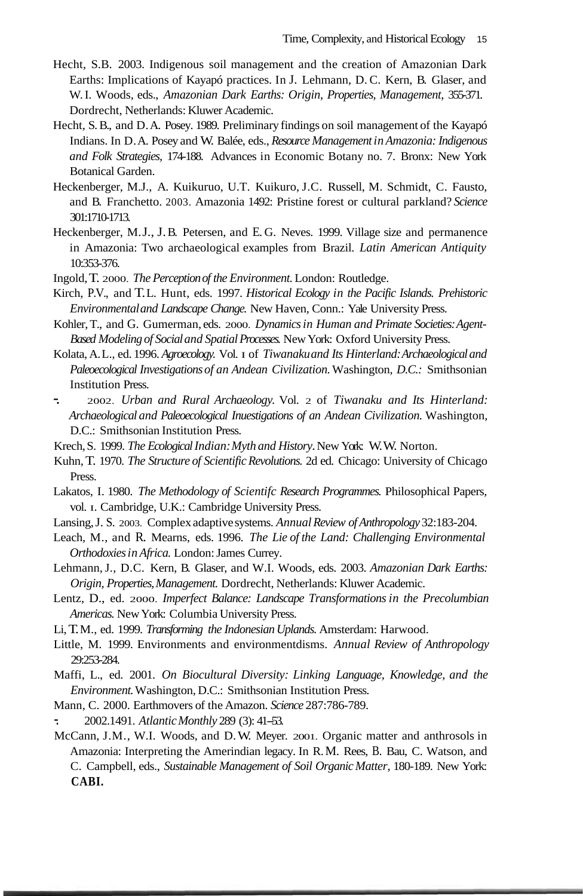Hecht, S.B. 2003. Indigenous soil management and the creation of Amazonian Dark Earths: Implications of Kayapó practices. In J. Lehmann, D.C. Kern, B. Glaser, and W.I. Woods, eds., *Amazonian Dark Earths: Origin, Properties, Management*, 355-371. Dordrecht, Netherlands: Kluwer Academic.

Hecht, S.B., and D.A. Posey. 1989. Preliminary findings on soil management of the Kayapó Indians. In D.A. Posey and W. Balée, eds., *Resource Management in Amazonia: Indigenous and Folk Strategies*, 174-188. Advances in Economic Botany no. 7. Bronx: New York Botanical Garden.

Heckenberger, M.J., A. Kuikuruo, U.T. Kuikuro, J.C. Russell, M. Schmidt, C. Fausto, and B. Franchetto. 2003. Amazonia 1492: Pristine forest or cultural parkland? *Science* 301:1710-1713.

Heckenberger, M.J., J.B. Petersen, and E.G. Neves. 1999. Village size and permanence in Amazonia: Two archaeological examples from Brazil. *Latin American Antiquity* 10:353-376.

Ingold, T. 2000. *The Perception of the Environment*. London: Routledge.

Kirch, P.V., and T.L. Hunt, eds. 1997. *Historical Ecology in the Pacific Islands. Prehistoric Environmental and Landscape Change.* New Haven, Conn.: Yale University Press.

Kohler, T., and G. Gumerman, eds. 2000. *Dynamics in Human and Primate Societies: Agent-Based Modeling of Social and Spatial Processes.* New York: Oxford University Press.

Kolata, A.L., ed. 1996. *Agroecology.* Vol. 1 of *Tiwanaku and Its Hinterland: Archaeological and Paleoecological Investigations of an Andean Civilization*. Washington, *D.C.:* Smithsonian Institution Press.

-. 2002. *Urban and Rural Archaeology*. Vol. 2 of *Tiwanaku and Its Hinterland: Archaeological and Paleoecological Inuestigations of an Andean Civilization*. Washington, D.C.: Smithsonian Institution Press.

Krech, S. 1999. *The Ecological Indian: Myth and History*. New York: W.W. Norton.

Kuhn, T. 1970. *The Structure of Scientific Revolutions.* 2d ed. Chicago: University of Chicago Press.

Lakatos, I. 1980. *The Methodology of Scientifc Research Programmes.* Philosophical Papers, vol. 1. Cambridge, U.K.: Cambridge University Press.

Lansing, J. S. 2003. Complex adaptive systems. *Annual Review of Anthropology* 32:183-204.

Leach, M., and R. Mearns, eds. 1996. *The Lie of the Land: Challenging Environmental Orthodoxies in Africa.* London: James Currey.

Lehmann, J., D.C. Kern, B. Glaser, and W.I. Woods, eds. 2003. *Amazonian Dark Earths: Origin, Properties, Management.* Dordrecht, Netherlands: Kluwer Academic.

Lentz, D., ed. 2000. *Imperfect Balance: Landscape Transformations in the Precolumbian Americas.* New York: Columbia University Press.

Li, T.M., ed. 1999. *Transforming the Indonesian Uplands.* Amsterdam: Harwood.

Little, M. 1999. Environments and environmentdisms. *Annual Review of Anthropology* 29:253-284.

Maffi, L., ed. 2001. *On Biocultural Diversity: Linking Language, Knowledge, and the Environment.* Washington, D.C.: Smithsonian Institution Press.

Mann, C. 2000. Earthmovers of the Amazon. *Science* 287:786-789.

-. 2002.1491. *Atlantic Monthly* 289 (3): 41–53.

McCann, J.M., W.I. Woods, and D.W. Meyer. 2001. Organic matter and anthrosols in Amazonia: Interpreting the Amerindian legacy. In R.M. Rees, B. Bau, C. Watson, and C. Campbell, eds., *Sustainable Management of Soil Organic Matter*, 180-189. New York: **CABI.**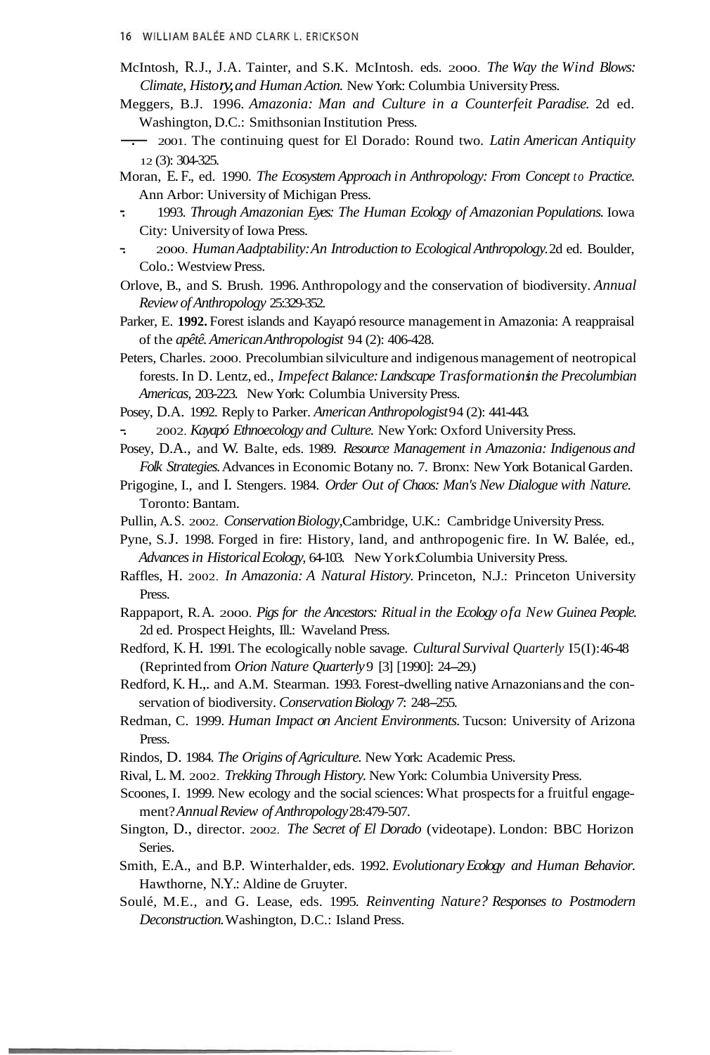McIntosh, R.J., J.A. Tainter, and S.K. McIntosh. eds. 2000. *The Way the Wind Blows: Climate, History, and Human Action.* New York: Columbia University Press.

Meggers, B.J. 1996. *Amazonia: Man and Culture in a Counterfeit Paradise.* 2d ed. Washington, D.C.: Smithsonian Institution Press.

———. 2001. The continuing quest for El Dorado: Round two. *Latin American Antiquity* 12 (3): 304-325.

Moran, E.F., ed. 1990. *The Ecosystem Approach in Anthropology: From Concept to Practice.* Ann Arbor: University of Michigan Press.

-. 1993. *Through Amazonian Eyes: The Human Ecology of Amazonian Populations.* Iowa City: University of Iowa Press.

-. 2000. *Human Aadptability: An Introduction to Ecological Anthropology.* 2d ed. Boulder, Colo.: Westview Press.

Orlove, B., and S. Brush. 1996. Anthropology and the conservation of biodiversity. *Annual Review of Anthropology* 25:329-352.

Parker, E. **1992.** Forest islands and Kayapó resource management in Amazonia: A reappraisal of the *apêtê. American Anthropologist* 94 (2): 406-428.

Peters, Charles. 2000. Precolumbian silviculture and indigenous management of neotropical forests. In D. Lentz, ed., *Impefect Balance: Landscape Trasformations in the Precolumbian Americas,* 203-223. New York: Columbia University Press.

Posey, D.A. 1992. Reply to Parker. *American Anthropologist* 94 (2): 441-443.

-. 2002. *Kayapó Ethnoecology and Culture.* New York: Oxford University Press.

Posey, D.A., and W. Balte, eds. 1989. *Resource Management in Amazonia: Indigenous and Folk Strategies.* Advances in Economic Botany no. 7. Bronx: New York Botanical Garden.

Prigogine, I., and I. Stengers. 1984. *Order Out of Chaos: Man's New Dialogue with Nature.* Toronto: Bantam.

Pullin, A.S. 2002. *Conservation Biology,* Cambridge, U.K.: Cambridge University Press.

Pyne, S.J. 1998. Forged in fire: History, land, and anthropogenic fire. In W. Balée, ed., *Advances in Historical Ecology,* 64-103. New York: Columbia University Press.

Raffles, H. 2002. *In Amazonia: A Natural History.* Princeton, N.J.: Princeton University Press.

Rappaport, R.A. 2000. *Pigs for the Ancestors: Ritual in the Ecology of a New Guinea People.* 2d ed. Prospect Heights, Ill.: Waveland Press.

Redford, K.H. 1991. The ecologically noble savage. *Cultural Survival Quarterly* I5(I):46-48 (Reprinted from *Orion Nature Quarterly* 9 [3] [1990]: 24–29.)

Redford, K.H.,. and A.M. Stearman. 1993. Forest-dwelling native Arnazonians and the conservation of biodiversity. *Conservation Biology* 7: 248–255.

Redman, C. 1999. *Human Impact on Ancient Environments.* Tucson: University of Arizona Press.

Rindos, D. 1984. *The Origins of Agriculture.* New York: Academic Press.

Rival, L.M. 2002. *Trekking Through History.* New York: Columbia University Press.

Scoones, I. 1999. New ecology and the social sciences: What prospects for a fruitful engagement? *Annual Review of Anthropology* 28:479-507.

Sington, D., director. 2002. *The Secret of El Dorado* (videotape). London: BBC Horizon Series.

Smith, E.A., and B.P. Winterhalder, eds. 1992. *Evolutionary Ecology and Human Behavior.* Hawthorne, N.Y.: Aldine de Gruyter.

Soulé, M.E., and G. Lease, eds. 1995. *Reinventing Nature? Responses to Postmodern Deconstruction.* Washington, D.C.: Island Press.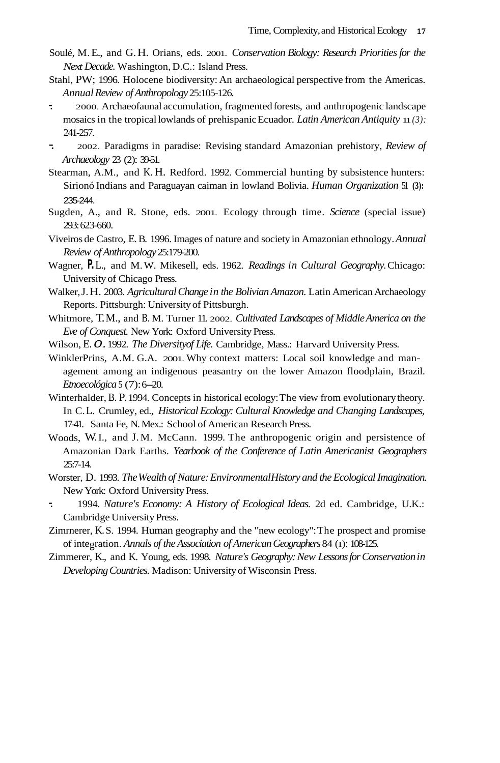Soulé, M. E., and G. H. Orians, eds. 2001. *Conservation Biology: Research Priorities for the Next Decade.* Washington, D.C.: Island Press.

Stahl, PW; 1996. Holocene biodiversity: An archaeological perspective from the Americas. *Annual Review of Anthropology* 25:105-126.

-. 2000. Archaeofaunal accumulation, fragmented forests, and anthropogenic landscape mosaics in the tropical lowlands of prehispanic Ecuador. *Latin American Antiquity* 11 *(3):* 241-257.

-. 2002. Paradigms in paradise: Revising standard Amazonian prehistory, *Review of Archaeology* 23 (2): 39-51.

Stearman, A.M., and K. H. Redford. 1992. Commercial hunting by subsistence hunters: Sirionó Indians and Paraguayan caiman in lowland Bolivia. *Human Organization* 51 (3): 235-244.

Sugden, A., and R. Stone, eds. 2001. Ecology through time. *Science* (special issue) 293: 623-660.

Viveiros de Castro, E. B. 1996. Images of nature and society in Amazonian ethnology. *Annual Review of Anthropology* 25:179-200.

Wagner, P. L., and M. W. Mikesell, eds. 1962. *Readings in Cultural Geography.* Chicago: University of Chicago Press.

Walker, J. H. 2003. *Agricultural Change in the Bolivian Amazon.* Latin American Archaeology Reports. Pittsburgh: University of Pittsburgh.

Whitmore, T. M., and B. M. Turner 11. 2002. *Cultivated Landscapes of Middle America on the Eve of Conquest.* New York: Oxford University Press.

Wilson, E. O. 1992. *The Diversityof Life.* Cambridge, Mass.: Harvard University Press.

WinklerPrins, A.M. G.A. 2001. Why context matters: Local soil knowledge and management among an indigenous peasantry on the lower Amazon floodplain, Brazil. *Etnoecológica* 5 (7): 6–20.

Winterhalder, B. P. 1994. Concepts in historical ecology: The view from evolutionary theory. In C. L. Crumley, ed., *Historical Ecology: Cultural Knowledge and Changing Landscapes,* 17-41. Santa Fe, N. Mex.: School of American Research Press.

Woods, W. I., and J. M. McCann. 1999. The anthropogenic origin and persistence of Amazonian Dark Earths. *Yearbook of the Conference of Latin Americanist Geographers* 25:7-14.

Worster, D. 1993. *The Wealth of Nature: EnvironmentalHistory and the Ecological Imagination.* New York: Oxford University Press.

-. 1994. *Nature's Economy: A History of Ecological Ideas.* 2d ed. Cambridge, U.K.: Cambridge University Press.

Zimrnerer, K. S. 1994. Human geography and the "new ecology": The prospect and promise of integration. *Annals of the Association of American Geographers* 84 (1): 108-125.

Zimmerer, K., and K. Young, eds. 1998. *Nature's Geography: New Lessons for Conservation in Developing Countries.* Madison: University of Wisconsin Press.